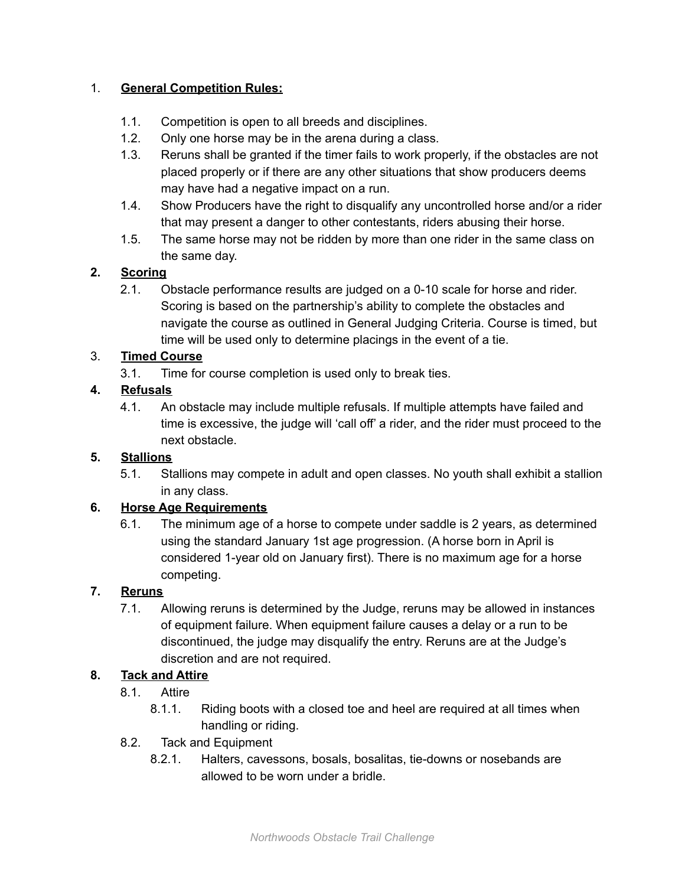1. **General Competition Rules:**

   1.1. Competition is open to all breeds and disciplines.
   
   1.2. Only one horse may be in the arena during a class.
   
   1.3. Reruns shall be granted if the timer fails to work properly, if the obstacles are not placed properly or if there are any other situations that show producers deems may have had a negative impact on a run.
   
   1.4. Show Producers have the right to disqualify any uncontrolled horse and/or a rider that may present a danger to other contestants, riders abusing their horse.
   
   1.5. The same horse may not be ridden by more than one rider in the same class on the same day.

2. **Scoring**

   2.1. Obstacle performance results are judged on a 0-10 scale for horse and rider. Scoring is based on the partnership's ability to complete the obstacles and navigate the course as outlined in General Judging Criteria. Course is timed, but time will be used only to determine placings in the event of a tie.

3. **Timed Course**

   3.1. Time for course completion is used only to break ties.

4. **Refusals**

   4.1. An obstacle may include multiple refusals. If multiple attempts have failed and time is excessive, the judge will 'call off' a rider, and the rider must proceed to the next obstacle.

5. **Stallions**

   5.1. Stallions may compete in adult and open classes. No youth shall exhibit a stallion in any class.

6. **Horse Age Requirements**

   6.1. The minimum age of a horse to compete under saddle is 2 years, as determined using the standard January 1st age progression. (A horse born in April is considered 1-year old on January first). There is no maximum age for a horse competing.

7. **Reruns**

   7.1. Allowing reruns is determined by the Judge, reruns may be allowed in instances of equipment failure. When equipment failure causes a delay or a run to be discontinued, the judge may disqualify the entry. Reruns are at the Judge's discretion and are not required.

8. **Tack and Attire**

   8.1. Attire
   
   - 8.1.1. Riding boots with a closed toe and heel are required at all times when handling or riding.
   
   8.2. Tack and Equipment
   
   - 8.2.1. Halters, cavessons, bosals, bosalitas, tie-downs or nosebands are allowed to be worn under a bridle.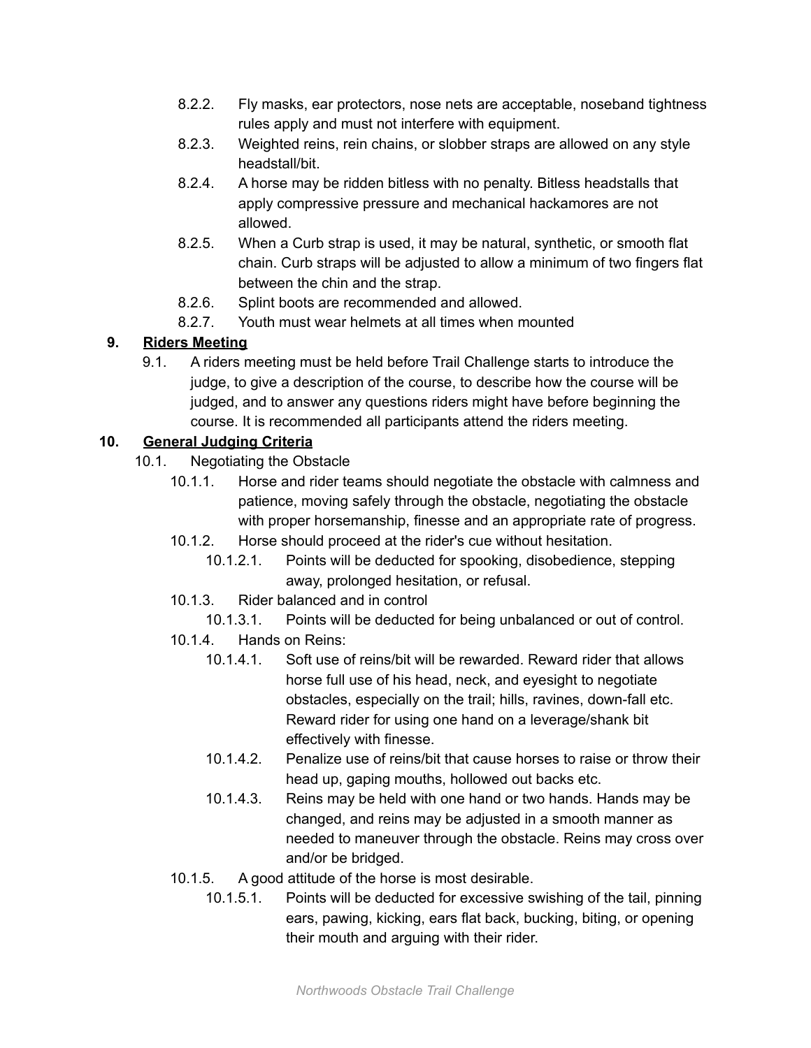- 8.2.2. Fly masks, ear protectors, nose nets are acceptable, noseband tightness rules apply and must not interfere with equipment.
- 8.2.3. Weighted reins, rein chains, or slobber straps are allowed on any style headstall/bit.
- 8.2.4. A horse may be ridden bitless with no penalty. Bitless headstalls that apply compressive pressure and mechanical hackamores are not allowed.
- 8.2.5. When a Curb strap is used, it may be natural, synthetic, or smooth flat chain. Curb straps will be adjusted to allow a minimum of two fingers flat between the chin and the strap.
- 8.2.6. Splint boots are recommended and allowed.
- 8.2.7. Youth must wear helmets at all times when mounted

## 9. <u>Riders Meeting</u>

- 9.1. A riders meeting must be held before Trail Challenge starts to introduce the judge, to give a description of the course, to describe how the course will be judged, and to answer any questions riders might have before beginning the course. It is recommended all participants attend the riders meeting.

## 10. <u>General Judging Criteria</u>

- 10.1. Negotiating the Obstacle
  - 10.1.1. Horse and rider teams should negotiate the obstacle with calmness and patience, moving safely through the obstacle, negotiating the obstacle with proper horsemanship, finesse and an appropriate rate of progress.
  - 10.1.2. Horse should proceed at the rider's cue without hesitation.
    - 10.1.2.1. Points will be deducted for spooking, disobedience, stepping away, prolonged hesitation, or refusal.
  - 10.1.3. Rider balanced and in control
    - 10.1.3.1. Points will be deducted for being unbalanced or out of control.
  - 10.1.4. Hands on Reins:
    - 10.1.4.1. Soft use of reins/bit will be rewarded. Reward rider that allows horse full use of his head, neck, and eyesight to negotiate obstacles, especially on the trail; hills, ravines, down-fall etc. Reward rider for using one hand on a leverage/shank bit effectively with finesse.
    - 10.1.4.2. Penalize use of reins/bit that cause horses to raise or throw their head up, gaping mouths, hollowed out backs etc.
    - 10.1.4.3. Reins may be held with one hand or two hands. Hands may be changed, and reins may be adjusted in a smooth manner as needed to maneuver through the obstacle. Reins may cross over and/or be bridged.
  - 10.1.5. A good attitude of the horse is most desirable.
    - 10.1.5.1. Points will be deducted for excessive swishing of the tail, pinning ears, pawing, kicking, ears flat back, bucking, biting, or opening their mouth and arguing with their rider.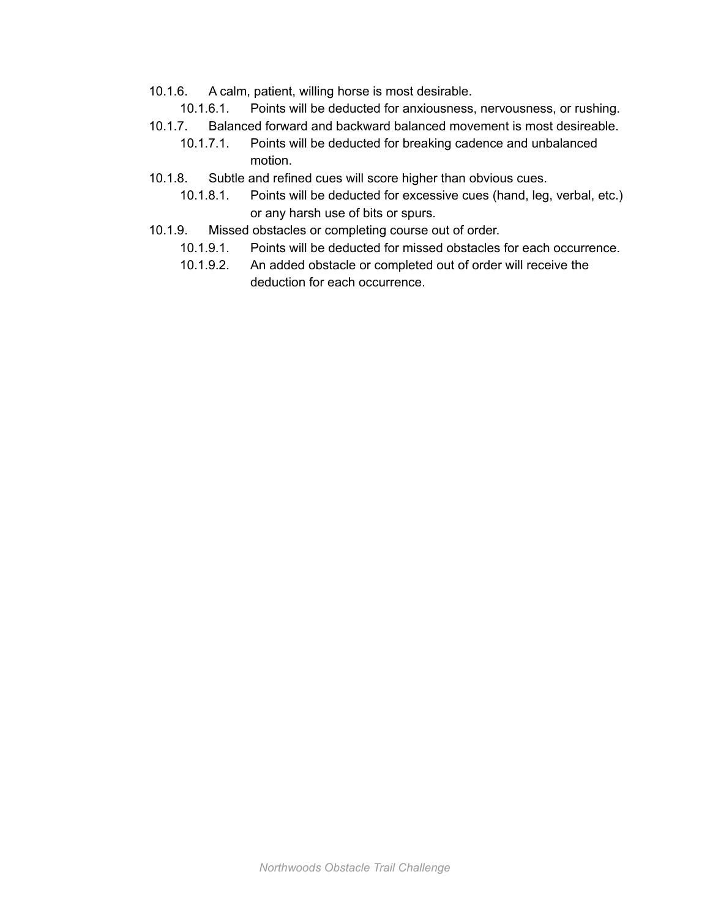- 10.1.6. A calm, patient, willing horse is most desirable.
  - 10.1.6.1. Points will be deducted for anxiousness, nervousness, or rushing.
- 10.1.7. Balanced forward and backward balanced movement is most desireable.
  - 10.1.7.1. Points will be deducted for breaking cadence and unbalanced motion.
- 10.1.8. Subtle and refined cues will score higher than obvious cues.
  - 10.1.8.1. Points will be deducted for excessive cues (hand, leg, verbal, etc.) or any harsh use of bits or spurs.
- 10.1.9. Missed obstacles or completing course out of order.
  - 10.1.9.1. Points will be deducted for missed obstacles for each occurrence.
  - 10.1.9.2. An added obstacle or completed out of order will receive the deduction for each occurrence.